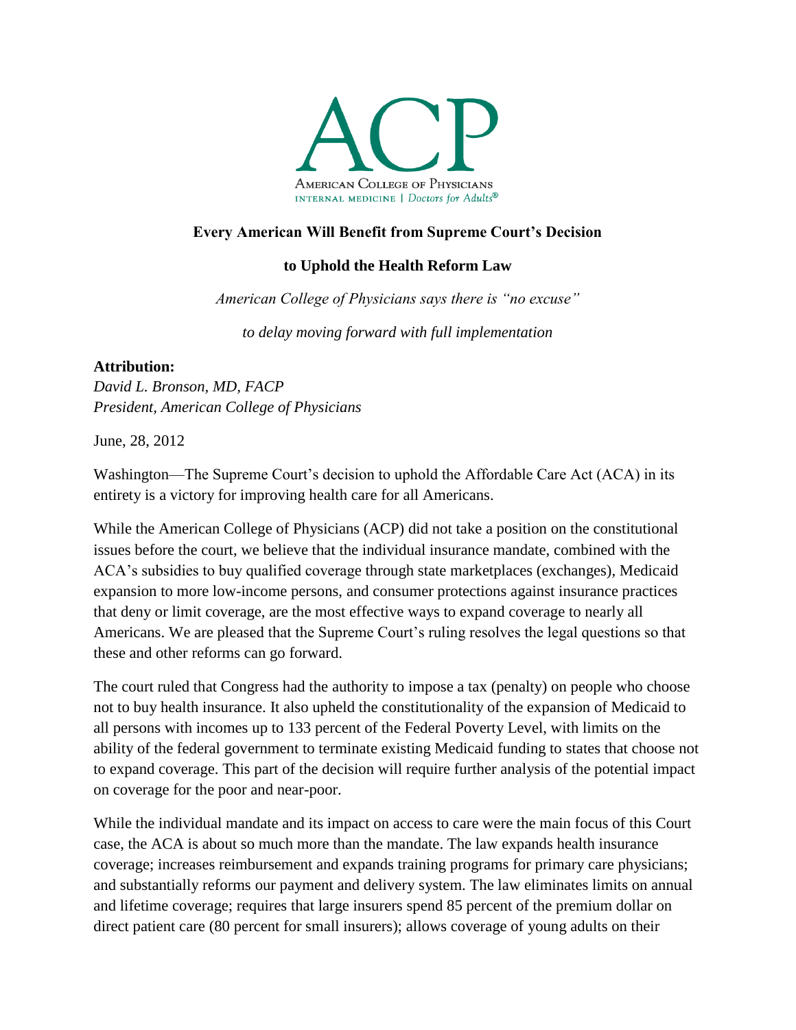AMERICAN COLLEGE OF PHYSICIANS
INTERNAL MEDICINE | *Doctors for Adults*®

# Every American Will Benefit from Supreme Court's Decision to Uphold the Health Reform Law

*American College of Physicians says there is "no excuse" to delay moving forward with full implementation*

**Attribution:**
*David L. Bronson, MD, FACP*
*President, American College of Physicians*

June, 28, 2012

Washington—The Supreme Court's decision to uphold the Affordable Care Act (ACA) in its entirety is a victory for improving health care for all Americans.

While the American College of Physicians (ACP) did not take a position on the constitutional issues before the court, we believe that the individual insurance mandate, combined with the ACA's subsidies to buy qualified coverage through state marketplaces (exchanges), Medicaid expansion to more low-income persons, and consumer protections against insurance practices that deny or limit coverage, are the most effective ways to expand coverage to nearly all Americans. We are pleased that the Supreme Court's ruling resolves the legal questions so that these and other reforms can go forward.

The court ruled that Congress had the authority to impose a tax (penalty) on people who choose not to buy health insurance. It also upheld the constitutionality of the expansion of Medicaid to all persons with incomes up to 133 percent of the Federal Poverty Level, with limits on the ability of the federal government to terminate existing Medicaid funding to states that choose not to expand coverage. This part of the decision will require further analysis of the potential impact on coverage for the poor and near-poor.

While the individual mandate and its impact on access to care were the main focus of this Court case, the ACA is about so much more than the mandate. The law expands health insurance coverage; increases reimbursement and expands training programs for primary care physicians; and substantially reforms our payment and delivery system. The law eliminates limits on annual and lifetime coverage; requires that large insurers spend 85 percent of the premium dollar on direct patient care (80 percent for small insurers); allows coverage of young adults on their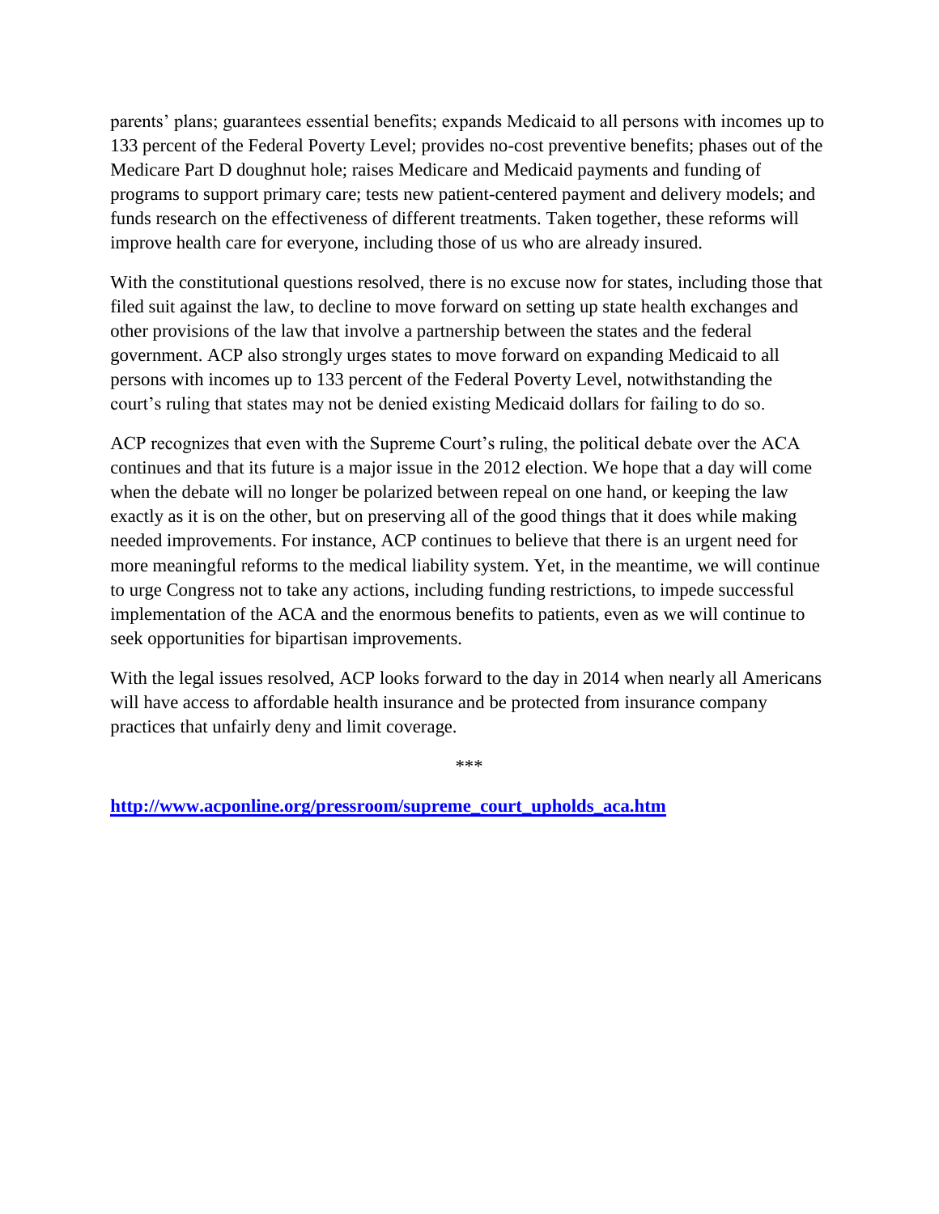parents' plans; guarantees essential benefits; expands Medicaid to all persons with incomes up to 133 percent of the Federal Poverty Level; provides no-cost preventive benefits; phases out of the Medicare Part D doughnut hole; raises Medicare and Medicaid payments and funding of programs to support primary care; tests new patient-centered payment and delivery models; and funds research on the effectiveness of different treatments. Taken together, these reforms will improve health care for everyone, including those of us who are already insured.

With the constitutional questions resolved, there is no excuse now for states, including those that filed suit against the law, to decline to move forward on setting up state health exchanges and other provisions of the law that involve a partnership between the states and the federal government. ACP also strongly urges states to move forward on expanding Medicaid to all persons with incomes up to 133 percent of the Federal Poverty Level, notwithstanding the court's ruling that states may not be denied existing Medicaid dollars for failing to do so.

ACP recognizes that even with the Supreme Court's ruling, the political debate over the ACA continues and that its future is a major issue in the 2012 election. We hope that a day will come when the debate will no longer be polarized between repeal on one hand, or keeping the law exactly as it is on the other, but on preserving all of the good things that it does while making needed improvements. For instance, ACP continues to believe that there is an urgent need for more meaningful reforms to the medical liability system. Yet, in the meantime, we will continue to urge Congress not to take any actions, including funding restrictions, to impede successful implementation of the ACA and the enormous benefits to patients, even as we will continue to seek opportunities for bipartisan improvements.

With the legal issues resolved, ACP looks forward to the day in 2014 when nearly all Americans will have access to affordable health insurance and be protected from insurance company practices that unfairly deny and limit coverage.

***

**http://www.acponline.org/pressroom/supreme_court_upholds_aca.htm**